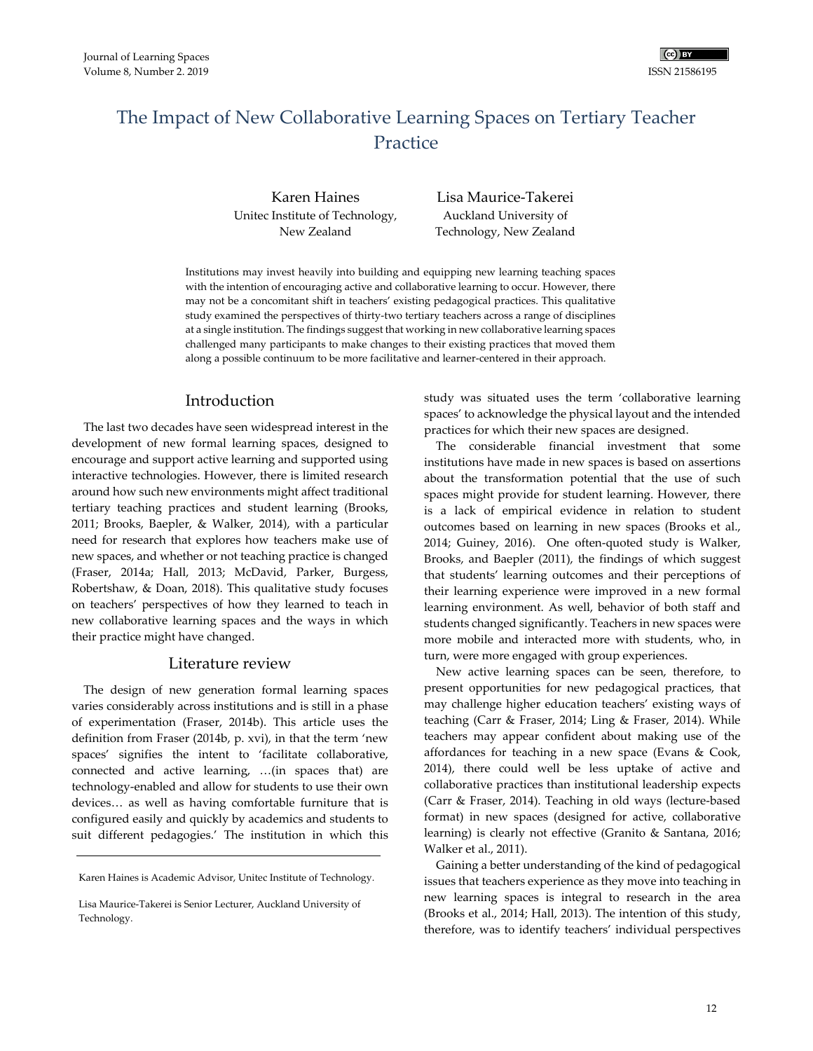# The Impact of New Collaborative Learning Spaces on Tertiary Teacher Practice

Karen Haines
Unitec Institute of Technology, New Zealand

Lisa Maurice-Takerei
Auckland University of Technology, New Zealand

Institutions may invest heavily into building and equipping new learning teaching spaces with the intention of encouraging active and collaborative learning to occur. However, there may not be a concomitant shift in teachers' existing pedagogical practices. This qualitative study examined the perspectives of thirty-two tertiary teachers across a range of disciplines at a single institution. The findings suggest that working in new collaborative learning spaces challenged many participants to make changes to their existing practices that moved them along a possible continuum to be more facilitative and learner-centered in their approach.

## Introduction

The last two decades have seen widespread interest in the development of new formal learning spaces, designed to encourage and support active learning and supported using interactive technologies. However, there is limited research around how such new environments might affect traditional tertiary teaching practices and student learning (Brooks, 2011; Brooks, Baepler, & Walker, 2014), with a particular need for research that explores how teachers make use of new spaces, and whether or not teaching practice is changed (Fraser, 2014a; Hall, 2013; McDavid, Parker, Burgess, Robertshaw, & Doan, 2018). This qualitative study focuses on teachers' perspectives of how they learned to teach in new collaborative learning spaces and the ways in which their practice might have changed.

## Literature review

The design of new generation formal learning spaces varies considerably across institutions and is still in a phase of experimentation (Fraser, 2014b). This article uses the definition from Fraser (2014b, p. xvi), in that the term 'new spaces' signifies the intent to 'facilitate collaborative, connected and active learning, …(in spaces that) are technology-enabled and allow for students to use their own devices… as well as having comfortable furniture that is configured easily and quickly by academics and students to suit different pedagogies.' The institution in which this study was situated uses the term 'collaborative learning spaces' to acknowledge the physical layout and the intended practices for which their new spaces are designed.

The considerable financial investment that some institutions have made in new spaces is based on assertions about the transformation potential that the use of such spaces might provide for student learning. However, there is a lack of empirical evidence in relation to student outcomes based on learning in new spaces (Brooks et al., 2014; Guiney, 2016). One often-quoted study is Walker, Brooks, and Baepler (2011), the findings of which suggest that students' learning outcomes and their perceptions of their learning experience were improved in a new formal learning environment. As well, behavior of both staff and students changed significantly. Teachers in new spaces were more mobile and interacted more with students, who, in turn, were more engaged with group experiences.

New active learning spaces can be seen, therefore, to present opportunities for new pedagogical practices, that may challenge higher education teachers' existing ways of teaching (Carr & Fraser, 2014; Ling & Fraser, 2014). While teachers may appear confident about making use of the affordances for teaching in a new space (Evans & Cook, 2014), there could well be less uptake of active and collaborative practices than institutional leadership expects (Carr & Fraser, 2014). Teaching in old ways (lecture-based format) in new spaces (designed for active, collaborative learning) is clearly not effective (Granito & Santana, 2016; Walker et al., 2011).

Gaining a better understanding of the kind of pedagogical issues that teachers experience as they move into teaching in new learning spaces is integral to research in the area (Brooks et al., 2014; Hall, 2013). The intention of this study, therefore, was to identify teachers' individual perspectives

---

Karen Haines is Academic Advisor, Unitec Institute of Technology.

Lisa Maurice-Takerei is Senior Lecturer, Auckland University of Technology.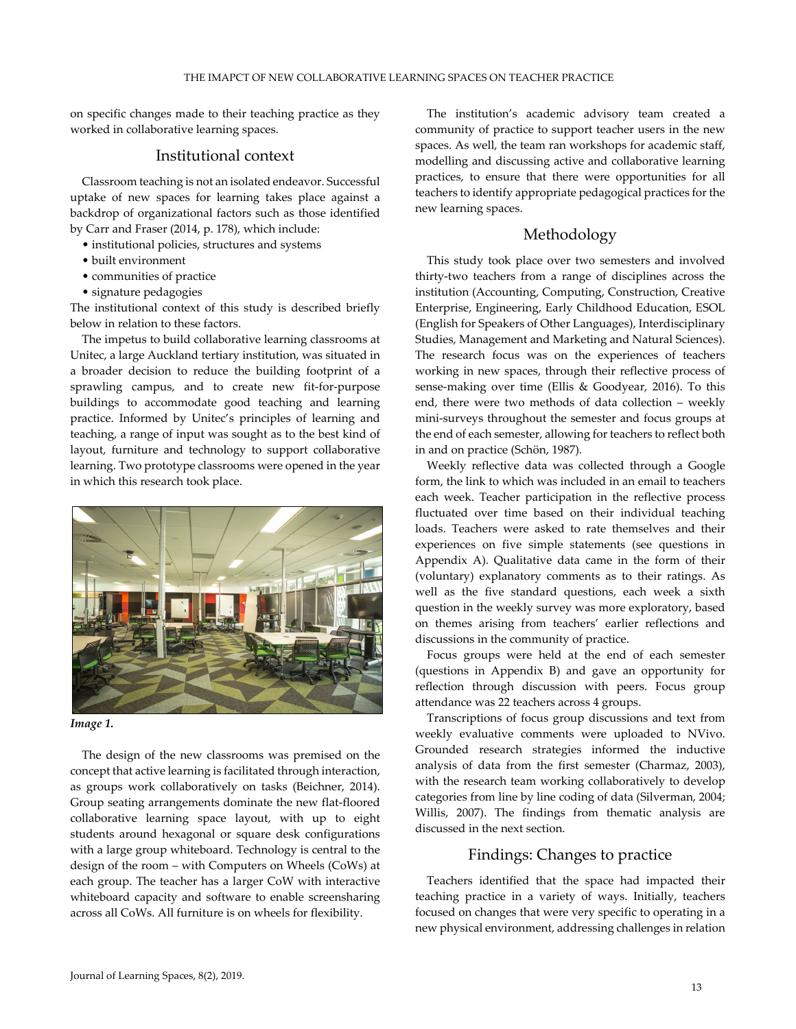on specific changes made to their teaching practice as they worked in collaborative learning spaces.

## Institutional context

Classroom teaching is not an isolated endeavor. Successful uptake of new spaces for learning takes place against a backdrop of organizational factors such as those identified by Carr and Fraser (2014, p. 178), which include:

- institutional policies, structures and systems
- built environment
- communities of practice
- signature pedagogies

The institutional context of this study is described briefly below in relation to these factors.

The impetus to build collaborative learning classrooms at Unitec, a large Auckland tertiary institution, was situated in a broader decision to reduce the building footprint of a sprawling campus, and to create new fit-for-purpose buildings to accommodate good teaching and learning practice. Informed by Unitec's principles of learning and teaching, a range of input was sought as to the best kind of layout, furniture and technology to support collaborative learning. Two prototype classrooms were opened in the year in which this research took place.

*Image 1.*

The design of the new classrooms was premised on the concept that active learning is facilitated through interaction, as groups work collaboratively on tasks (Beichner, 2014). Group seating arrangements dominate the new flat-floored collaborative learning space layout, with up to eight students around hexagonal or square desk configurations with a large group whiteboard. Technology is central to the design of the room – with Computers on Wheels (CoWs) at each group. The teacher has a larger CoW with interactive whiteboard capacity and software to enable screensharing across all CoWs. All furniture is on wheels for flexibility.

The institution's academic advisory team created a community of practice to support teacher users in the new spaces. As well, the team ran workshops for academic staff, modelling and discussing active and collaborative learning practices, to ensure that there were opportunities for all teachers to identify appropriate pedagogical practices for the new learning spaces.

## Methodology

This study took place over two semesters and involved thirty-two teachers from a range of disciplines across the institution (Accounting, Computing, Construction, Creative Enterprise, Engineering, Early Childhood Education, ESOL (English for Speakers of Other Languages), Interdisciplinary Studies, Management and Marketing and Natural Sciences). The research focus was on the experiences of teachers working in new spaces, through their reflective process of sense-making over time (Ellis & Goodyear, 2016). To this end, there were two methods of data collection – weekly mini-surveys throughout the semester and focus groups at the end of each semester, allowing for teachers to reflect both in and on practice (Schön, 1987).

Weekly reflective data was collected through a Google form, the link to which was included in an email to teachers each week. Teacher participation in the reflective process fluctuated over time based on their individual teaching loads. Teachers were asked to rate themselves and their experiences on five simple statements (see questions in Appendix A). Qualitative data came in the form of their (voluntary) explanatory comments as to their ratings. As well as the five standard questions, each week a sixth question in the weekly survey was more exploratory, based on themes arising from teachers' earlier reflections and discussions in the community of practice.

Focus groups were held at the end of each semester (questions in Appendix B) and gave an opportunity for reflection through discussion with peers. Focus group attendance was 22 teachers across 4 groups.

Transcriptions of focus group discussions and text from weekly evaluative comments were uploaded to NVivo. Grounded research strategies informed the inductive analysis of data from the first semester (Charmaz, 2003), with the research team working collaboratively to develop categories from line by line coding of data (Silverman, 2004; Willis, 2007). The findings from thematic analysis are discussed in the next section.

## Findings: Changes to practice

Teachers identified that the space had impacted their teaching practice in a variety of ways. Initially, teachers focused on changes that were very specific to operating in a new physical environment, addressing challenges in relation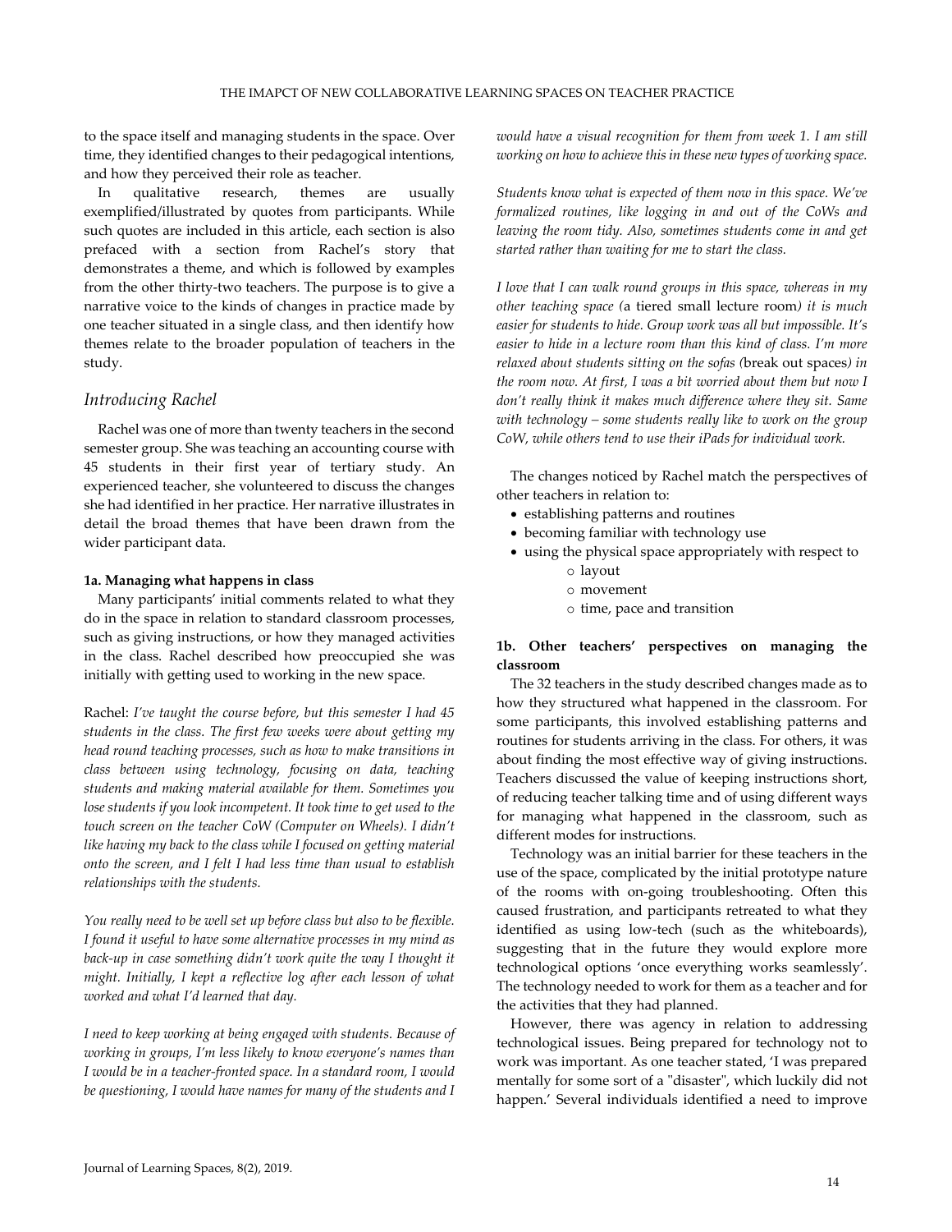to the space itself and managing students in the space. Over time, they identified changes to their pedagogical intentions, and how they perceived their role as teacher.

In qualitative research, themes are usually exemplified/illustrated by quotes from participants. While such quotes are included in this article, each section is also prefaced with a section from Rachel's story that demonstrates a theme, and which is followed by examples from the other thirty-two teachers. The purpose is to give a narrative voice to the kinds of changes in practice made by one teacher situated in a single class, and then identify how themes relate to the broader population of teachers in the study.

### *Introducing Rachel*

Rachel was one of more than twenty teachers in the second semester group. She was teaching an accounting course with 45 students in their first year of tertiary study. An experienced teacher, she volunteered to discuss the changes she had identified in her practice. Her narrative illustrates in detail the broad themes that have been drawn from the wider participant data.

#### **1a. Managing what happens in class**

Many participants' initial comments related to what they do in the space in relation to standard classroom processes, such as giving instructions, or how they managed activities in the class. Rachel described how preoccupied she was initially with getting used to working in the new space.

Rachel: *I've taught the course before, but this semester I had 45 students in the class. The first few weeks were about getting my head round teaching processes, such as how to make transitions in class between using technology, focusing on data, teaching students and making material available for them. Sometimes you lose students if you look incompetent. It took time to get used to the touch screen on the teacher CoW (Computer on Wheels). I didn't like having my back to the class while I focused on getting material onto the screen, and I felt I had less time than usual to establish relationships with the students.*

*You really need to be well set up before class but also to be flexible. I found it useful to have some alternative processes in my mind as back-up in case something didn't work quite the way I thought it might. Initially, I kept a reflective log after each lesson of what worked and what I'd learned that day.*

*I need to keep working at being engaged with students. Because of working in groups, I'm less likely to know everyone's names than I would be in a teacher-fronted space. In a standard room, I would be questioning, I would have names for many of the students and I would have a visual recognition for them from week 1. I am still working on how to achieve this in these new types of working space.*

*Students know what is expected of them now in this space. We've formalized routines, like logging in and out of the CoWs and leaving the room tidy. Also, sometimes students come in and get started rather than waiting for me to start the class.*

*I love that I can walk round groups in this space, whereas in my other teaching space (*a tiered small lecture room*) it is much easier for students to hide. Group work was all but impossible. It's easier to hide in a lecture room than this kind of class. I'm more relaxed about students sitting on the sofas (*break out spaces*) in the room now. At first, I was a bit worried about them but now I don't really think it makes much difference where they sit. Same with technology – some students really like to work on the group CoW, while others tend to use their iPads for individual work.*

The changes noticed by Rachel match the perspectives of other teachers in relation to:

- establishing patterns and routines
- becoming familiar with technology use
- using the physical space appropriately with respect to
    - layout
    - movement
    - time, pace and transition

#### **1b. Other teachers' perspectives on managing the classroom**

The 32 teachers in the study described changes made as to how they structured what happened in the classroom. For some participants, this involved establishing patterns and routines for students arriving in the class. For others, it was about finding the most effective way of giving instructions. Teachers discussed the value of keeping instructions short, of reducing teacher talking time and of using different ways for managing what happened in the classroom, such as different modes for instructions.

Technology was an initial barrier for these teachers in the use of the space, complicated by the initial prototype nature of the rooms with on-going troubleshooting. Often this caused frustration, and participants retreated to what they identified as using low-tech (such as the whiteboards), suggesting that in the future they would explore more technological options 'once everything works seamlessly'. The technology needed to work for them as a teacher and for the activities that they had planned.

However, there was agency in relation to addressing technological issues. Being prepared for technology not to work was important. As one teacher stated, 'I was prepared mentally for some sort of a "disaster", which luckily did not happen.' Several individuals identified a need to improve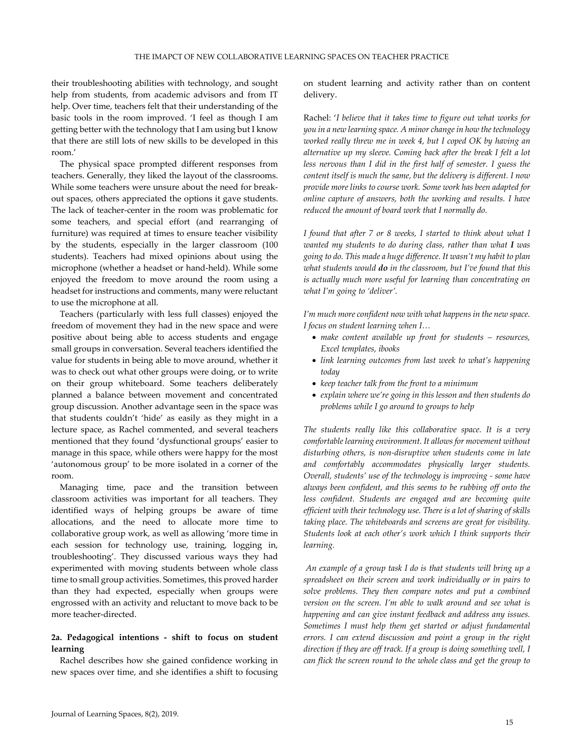their troubleshooting abilities with technology, and sought help from students, from academic advisors and from IT help. Over time, teachers felt that their understanding of the basic tools in the room improved. 'I feel as though I am getting better with the technology that I am using but I know that there are still lots of new skills to be developed in this room.'

The physical space prompted different responses from teachers. Generally, they liked the layout of the classrooms. While some teachers were unsure about the need for break-out spaces, others appreciated the options it gave students. The lack of teacher-center in the room was problematic for some teachers, and special effort (and rearranging of furniture) was required at times to ensure teacher visibility by the students, especially in the larger classroom (100 students). Teachers had mixed opinions about using the microphone (whether a headset or hand-held). While some enjoyed the freedom to move around the room using a headset for instructions and comments, many were reluctant to use the microphone at all.

Teachers (particularly with less full classes) enjoyed the freedom of movement they had in the new space and were positive about being able to access students and engage small groups in conversation. Several teachers identified the value for students in being able to move around, whether it was to check out what other groups were doing, or to write on their group whiteboard. Some teachers deliberately planned a balance between movement and concentrated group discussion. Another advantage seen in the space was that students couldn't 'hide' as easily as they might in a lecture space, as Rachel commented, and several teachers mentioned that they found 'dysfunctional groups' easier to manage in this space, while others were happy for the most 'autonomous group' to be more isolated in a corner of the room.

Managing time, pace and the transition between classroom activities was important for all teachers. They identified ways of helping groups be aware of time allocations, and the need to allocate more time to collaborative group work, as well as allowing 'more time in each session for technology use, training, logging in, troubleshooting'. They discussed various ways they had experimented with moving students between whole class time to small group activities. Sometimes, this proved harder than they had expected, especially when groups were engrossed with an activity and reluctant to move back to be more teacher-directed.

### 2a. Pedagogical intentions - shift to focus on student learning

Rachel describes how she gained confidence working in new spaces over time, and she identifies a shift to focusing on student learning and activity rather than on content delivery.

Rachel: '*I believe that it takes time to figure out what works for you in a new learning space. A minor change in how the technology worked really threw me in week 4, but I coped OK by having an alternative up my sleeve. Coming back after the break I felt a lot less nervous than I did in the first half of semester. I guess the content itself is much the same, but the delivery is different. I now provide more links to course work. Some work has been adapted for online capture of answers, both the working and results. I have reduced the amount of board work that I normally do.*

*I found that after 7 or 8 weeks, I started to think about what I wanted my students to do during class, rather than what **I** was going to do. This made a huge difference. It wasn't my habit to plan what students would **do** in the classroom, but I've found that this is actually much more useful for learning than concentrating on what I'm going to 'deliver'.*

*I'm much more confident now with what happens in the new space. I focus on student learning when I…*

- *make content available up front for students – resources, Excel templates, ibooks*
- *link learning outcomes from last week to what's happening today*
- *keep teacher talk from the front to a minimum*
- *explain where we're going in this lesson and then students do problems while I go around to groups to help*

*The students really like this collaborative space. It is a very comfortable learning environment. It allows for movement without disturbing others, is non-disruptive when students come in late and comfortably accommodates physically larger students. Overall, students' use of the technology is improving - some have always been confident, and this seems to be rubbing off onto the less confident. Students are engaged and are becoming quite efficient with their technology use. There is a lot of sharing of skills taking place. The whiteboards and screens are great for visibility. Students look at each other's work which I think supports their learning.*

*An example of a group task I do is that students will bring up a spreadsheet on their screen and work individually or in pairs to solve problems. They then compare notes and put a combined version on the screen. I'm able to walk around and see what is happening and can give instant feedback and address any issues. Sometimes I must help them get started or adjust fundamental errors. I can extend discussion and point a group in the right direction if they are off track. If a group is doing something well, I can flick the screen round to the whole class and get the group to*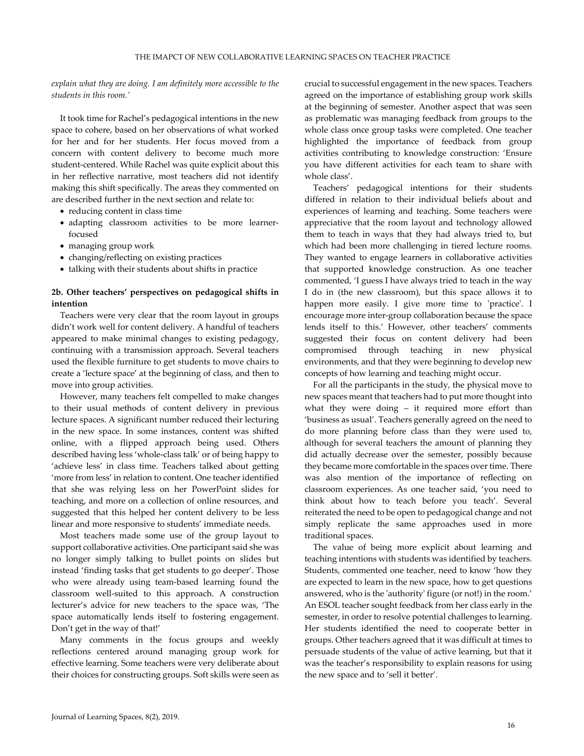*explain what they are doing. I am definitely more accessible to the students in this room.'*

It took time for Rachel's pedagogical intentions in the new space to cohere, based on her observations of what worked for her and for her students. Her focus moved from a concern with content delivery to become much more student-centered. While Rachel was quite explicit about this in her reflective narrative, most teachers did not identify making this shift specifically. The areas they commented on are described further in the next section and relate to:

- reducing content in class time
- adapting classroom activities to be more learner-focused
- managing group work
- changing/reflecting on existing practices
- talking with their students about shifts in practice

### 2b. Other teachers' perspectives on pedagogical shifts in intention

Teachers were very clear that the room layout in groups didn't work well for content delivery. A handful of teachers appeared to make minimal changes to existing pedagogy, continuing with a transmission approach. Several teachers used the flexible furniture to get students to move chairs to create a 'lecture space' at the beginning of class, and then to move into group activities.

However, many teachers felt compelled to make changes to their usual methods of content delivery in previous lecture spaces. A significant number reduced their lecturing in the new space. In some instances, content was shifted online, with a flipped approach being used. Others described having less 'whole-class talk' or of being happy to 'achieve less' in class time. Teachers talked about getting 'more from less' in relation to content. One teacher identified that she was relying less on her PowerPoint slides for teaching, and more on a collection of online resources, and suggested that this helped her content delivery to be less linear and more responsive to students' immediate needs.

Most teachers made some use of the group layout to support collaborative activities. One participant said she was no longer simply talking to bullet points on slides but instead 'finding tasks that get students to go deeper'. Those who were already using team-based learning found the classroom well-suited to this approach. A construction lecturer's advice for new teachers to the space was, 'The space automatically lends itself to fostering engagement. Don't get in the way of that!'

Many comments in the focus groups and weekly reflections centered around managing group work for effective learning. Some teachers were very deliberate about their choices for constructing groups. Soft skills were seen as crucial to successful engagement in the new spaces. Teachers agreed on the importance of establishing group work skills at the beginning of semester. Another aspect that was seen as problematic was managing feedback from groups to the whole class once group tasks were completed. One teacher highlighted the importance of feedback from group activities contributing to knowledge construction: 'Ensure you have different activities for each team to share with whole class'.

Teachers' pedagogical intentions for their students differed in relation to their individual beliefs about and experiences of learning and teaching. Some teachers were appreciative that the room layout and technology allowed them to teach in ways that they had always tried to, but which had been more challenging in tiered lecture rooms. They wanted to engage learners in collaborative activities that supported knowledge construction. As one teacher commented, 'I guess I have always tried to teach in the way I do in (the new classroom), but this space allows it to happen more easily. I give more time to 'practice'. I encourage more inter-group collaboration because the space lends itself to this.' However, other teachers' comments suggested their focus on content delivery had been compromised through teaching in new physical environments, and that they were beginning to develop new concepts of how learning and teaching might occur.

For all the participants in the study, the physical move to new spaces meant that teachers had to put more thought into what they were doing – it required more effort than 'business as usual'. Teachers generally agreed on the need to do more planning before class than they were used to, although for several teachers the amount of planning they did actually decrease over the semester, possibly because they became more comfortable in the spaces over time. There was also mention of the importance of reflecting on classroom experiences. As one teacher said, 'you need to think about how to teach before you teach'. Several reiterated the need to be open to pedagogical change and not simply replicate the same approaches used in more traditional spaces.

The value of being more explicit about learning and teaching intentions with students was identified by teachers. Students, commented one teacher, need to know 'how they are expected to learn in the new space, how to get questions answered, who is the 'authority' figure (or not!) in the room.' An ESOL teacher sought feedback from her class early in the semester, in order to resolve potential challenges to learning. Her students identified the need to cooperate better in groups. Other teachers agreed that it was difficult at times to persuade students of the value of active learning, but that it was the teacher's responsibility to explain reasons for using the new space and to 'sell it better'.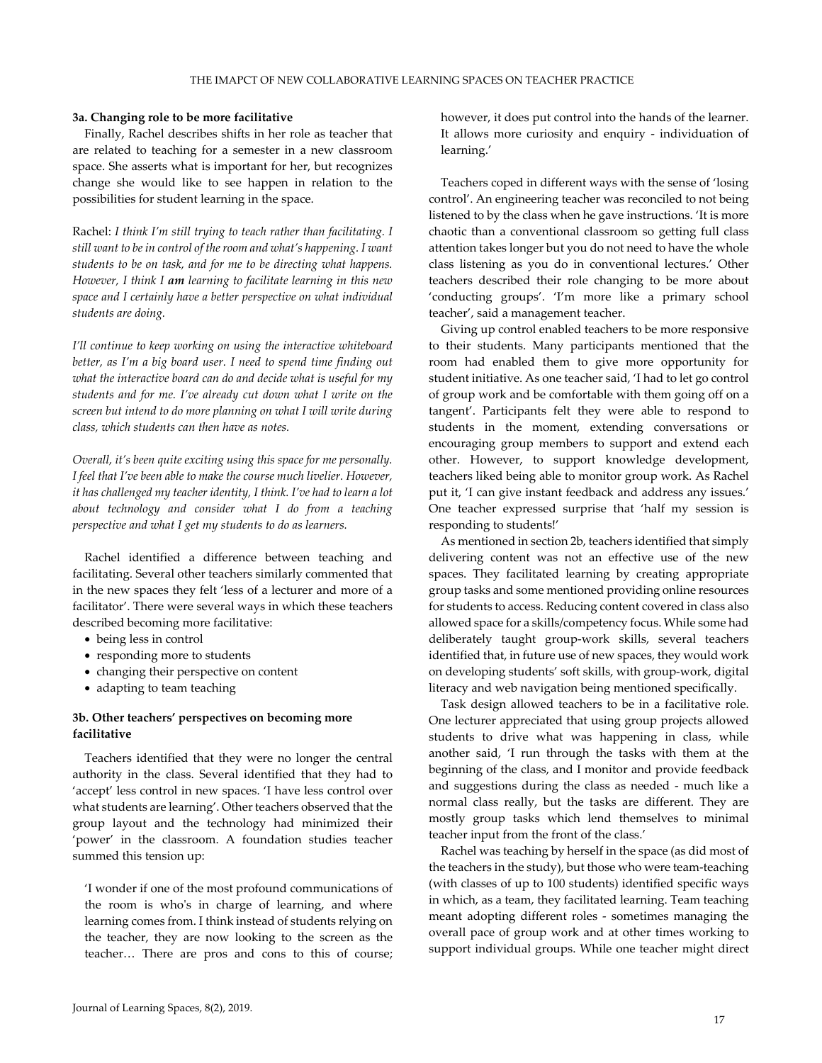### 3a. Changing role to be more facilitative

Finally, Rachel describes shifts in her role as teacher that are related to teaching for a semester in a new classroom space. She asserts what is important for her, but recognizes change she would like to see happen in relation to the possibilities for student learning in the space.

Rachel: *I think I'm still trying to teach rather than facilitating. I still want to be in control of the room and what's happening. I want students to be on task, and for me to be directing what happens. However, I think I **am** learning to facilitate learning in this new space and I certainly have a better perspective on what individual students are doing.*

*I'll continue to keep working on using the interactive whiteboard better, as I'm a big board user. I need to spend time finding out what the interactive board can do and decide what is useful for my students and for me. I've already cut down what I write on the screen but intend to do more planning on what I will write during class, which students can then have as notes.*

*Overall, it's been quite exciting using this space for me personally. I feel that I've been able to make the course much livelier. However, it has challenged my teacher identity, I think. I've had to learn a lot about technology and consider what I do from a teaching perspective and what I get my students to do as learners.*

Rachel identified a difference between teaching and facilitating. Several other teachers similarly commented that in the new spaces they felt 'less of a lecturer and more of a facilitator'. There were several ways in which these teachers described becoming more facilitative:

- being less in control
- responding more to students
- changing their perspective on content
- adapting to team teaching

### 3b. Other teachers' perspectives on becoming more facilitative

Teachers identified that they were no longer the central authority in the class. Several identified that they had to 'accept' less control in new spaces. 'I have less control over what students are learning'. Other teachers observed that the group layout and the technology had minimized their 'power' in the classroom. A foundation studies teacher summed this tension up:

> 'I wonder if one of the most profound communications of the room is who's in charge of learning, and where learning comes from. I think instead of students relying on the teacher, they are now looking to the screen as the teacher… There are pros and cons to this of course; however, it does put control into the hands of the learner. It allows more curiosity and enquiry - individuation of learning.'

Teachers coped in different ways with the sense of 'losing control'. An engineering teacher was reconciled to not being listened to by the class when he gave instructions. 'It is more chaotic than a conventional classroom so getting full class attention takes longer but you do not need to have the whole class listening as you do in conventional lectures.' Other teachers described their role changing to be more about 'conducting groups'. 'I'm more like a primary school teacher', said a management teacher.

Giving up control enabled teachers to be more responsive to their students. Many participants mentioned that the room had enabled them to give more opportunity for student initiative. As one teacher said, 'I had to let go control of group work and be comfortable with them going off on a tangent'. Participants felt they were able to respond to students in the moment, extending conversations or encouraging group members to support and extend each other. However, to support knowledge development, teachers liked being able to monitor group work. As Rachel put it, 'I can give instant feedback and address any issues.' One teacher expressed surprise that 'half my session is responding to students!'

As mentioned in section 2b, teachers identified that simply delivering content was not an effective use of the new spaces. They facilitated learning by creating appropriate group tasks and some mentioned providing online resources for students to access. Reducing content covered in class also allowed space for a skills/competency focus. While some had deliberately taught group-work skills, several teachers identified that, in future use of new spaces, they would work on developing students' soft skills, with group-work, digital literacy and web navigation being mentioned specifically.

Task design allowed teachers to be in a facilitative role. One lecturer appreciated that using group projects allowed students to drive what was happening in class, while another said, 'I run through the tasks with them at the beginning of the class, and I monitor and provide feedback and suggestions during the class as needed - much like a normal class really, but the tasks are different. They are mostly group tasks which lend themselves to minimal teacher input from the front of the class.'

Rachel was teaching by herself in the space (as did most of the teachers in the study), but those who were team-teaching (with classes of up to 100 students) identified specific ways in which, as a team, they facilitated learning. Team teaching meant adopting different roles - sometimes managing the overall pace of group work and at other times working to support individual groups. While one teacher might direct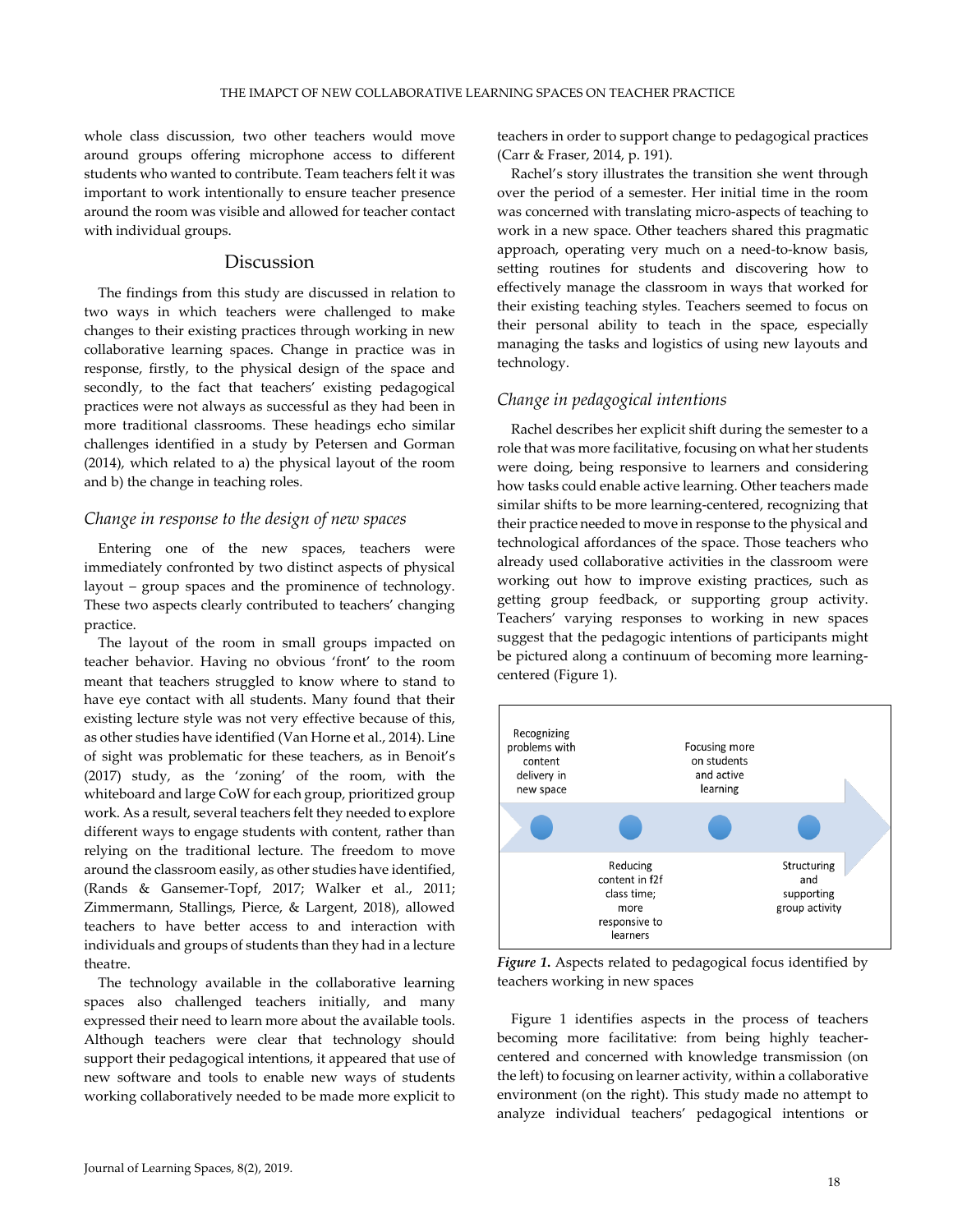whole class discussion, two other teachers would move around groups offering microphone access to different students who wanted to contribute. Team teachers felt it was important to work intentionally to ensure teacher presence around the room was visible and allowed for teacher contact with individual groups.

## Discussion

The findings from this study are discussed in relation to two ways in which teachers were challenged to make changes to their existing practices through working in new collaborative learning spaces. Change in practice was in response, firstly, to the physical design of the space and secondly, to the fact that teachers' existing pedagogical practices were not always as successful as they had been in more traditional classrooms. These headings echo similar challenges identified in a study by Petersen and Gorman (2014), which related to a) the physical layout of the room and b) the change in teaching roles.

### *Change in response to the design of new spaces*

Entering one of the new spaces, teachers were immediately confronted by two distinct aspects of physical layout – group spaces and the prominence of technology. These two aspects clearly contributed to teachers' changing practice.

The layout of the room in small groups impacted on teacher behavior. Having no obvious 'front' to the room meant that teachers struggled to know where to stand to have eye contact with all students. Many found that their existing lecture style was not very effective because of this, as other studies have identified (Van Horne et al., 2014). Line of sight was problematic for these teachers, as in Benoit's (2017) study, as the 'zoning' of the room, with the whiteboard and large CoW for each group, prioritized group work. As a result, several teachers felt they needed to explore different ways to engage students with content, rather than relying on the traditional lecture. The freedom to move around the classroom easily, as other studies have identified, (Rands & Gansemer-Topf, 2017; Walker et al., 2011; Zimmermann, Stallings, Pierce, & Largent, 2018), allowed teachers to have better access to and interaction with individuals and groups of students than they had in a lecture theatre.

The technology available in the collaborative learning spaces also challenged teachers initially, and many expressed their need to learn more about the available tools. Although teachers were clear that technology should support their pedagogical intentions, it appeared that use of new software and tools to enable new ways of students working collaboratively needed to be made more explicit to teachers in order to support change to pedagogical practices (Carr & Fraser, 2014, p. 191).

Rachel's story illustrates the transition she went through over the period of a semester. Her initial time in the room was concerned with translating micro-aspects of teaching to work in a new space. Other teachers shared this pragmatic approach, operating very much on a need-to-know basis, setting routines for students and discovering how to effectively manage the classroom in ways that worked for their existing teaching styles. Teachers seemed to focus on their personal ability to teach in the space, especially managing the tasks and logistics of using new layouts and technology.

### *Change in pedagogical intentions*

Rachel describes her explicit shift during the semester to a role that was more facilitative, focusing on what her students were doing, being responsive to learners and considering how tasks could enable active learning. Other teachers made similar shifts to be more learning-centered, recognizing that their practice needed to move in response to the physical and technological affordances of the space. Those teachers who already used collaborative activities in the classroom were working out how to improve existing practices, such as getting group feedback, or supporting group activity. Teachers' varying responses to working in new spaces suggest that the pedagogic intentions of participants might be pictured along a continuum of becoming more learning-centered (Figure 1).

Recognizing problems with content delivery in new space → Reducing content in f2f class time; more responsive to learners → Focusing more on students and active learning → Structuring and supporting group activity

***Figure 1.*** Aspects related to pedagogical focus identified by teachers working in new spaces

Figure 1 identifies aspects in the process of teachers becoming more facilitative: from being highly teacher-centered and concerned with knowledge transmission (on the left) to focusing on learner activity, within a collaborative environment (on the right). This study made no attempt to analyze individual teachers' pedagogical intentions or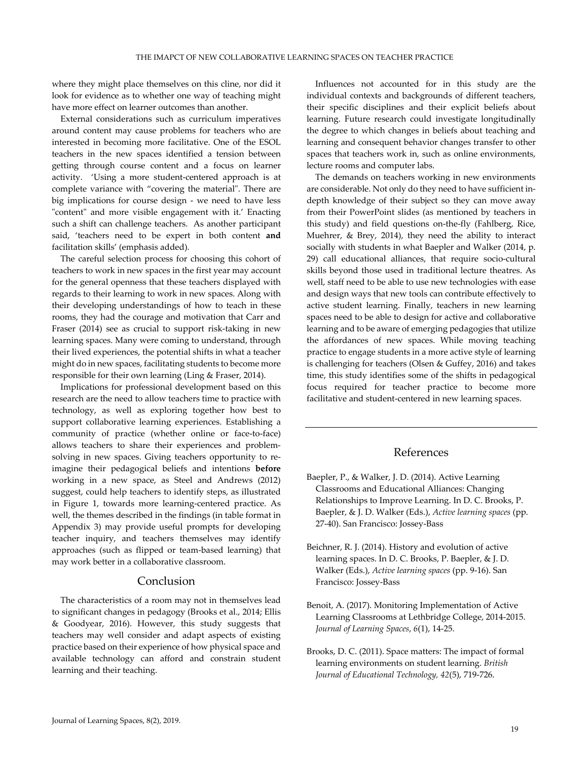where they might place themselves on this cline, nor did it look for evidence as to whether one way of teaching might have more effect on learner outcomes than another.

External considerations such as curriculum imperatives around content may cause problems for teachers who are interested in becoming more facilitative. One of the ESOL teachers in the new spaces identified a tension between getting through course content and a focus on learner activity. 'Using a more student-centered approach is at complete variance with "covering the material". There are big implications for course design - we need to have less "content" and more visible engagement with it.' Enacting such a shift can challenge teachers. As another participant said, 'teachers need to be expert in both content **and** facilitation skills' (emphasis added).

The careful selection process for choosing this cohort of teachers to work in new spaces in the first year may account for the general openness that these teachers displayed with regards to their learning to work in new spaces. Along with their developing understandings of how to teach in these rooms, they had the courage and motivation that Carr and Fraser (2014) see as crucial to support risk-taking in new learning spaces. Many were coming to understand, through their lived experiences, the potential shifts in what a teacher might do in new spaces, facilitating students to become more responsible for their own learning (Ling & Fraser, 2014).

Implications for professional development based on this research are the need to allow teachers time to practice with technology, as well as exploring together how best to support collaborative learning experiences. Establishing a community of practice (whether online or face-to-face) allows teachers to share their experiences and problem-solving in new spaces. Giving teachers opportunity to re-imagine their pedagogical beliefs and intentions **before** working in a new space, as Steel and Andrews (2012) suggest, could help teachers to identify steps, as illustrated in Figure 1, towards more learning-centered practice. As well, the themes described in the findings (in table format in Appendix 3) may provide useful prompts for developing teacher inquiry, and teachers themselves may identify approaches (such as flipped or team-based learning) that may work better in a collaborative classroom.

## Conclusion

The characteristics of a room may not in themselves lead to significant changes in pedagogy (Brooks et al., 2014; Ellis & Goodyear, 2016). However, this study suggests that teachers may well consider and adapt aspects of existing practice based on their experience of how physical space and available technology can afford and constrain student learning and their teaching.

Influences not accounted for in this study are the individual contexts and backgrounds of different teachers, their specific disciplines and their explicit beliefs about learning. Future research could investigate longitudinally the degree to which changes in beliefs about teaching and learning and consequent behavior changes transfer to other spaces that teachers work in, such as online environments, lecture rooms and computer labs.

The demands on teachers working in new environments are considerable. Not only do they need to have sufficient in-depth knowledge of their subject so they can move away from their PowerPoint slides (as mentioned by teachers in this study) and field questions on-the-fly (Fahlberg, Rice, Muehrer, & Brey, 2014), they need the ability to interact socially with students in what Baepler and Walker (2014, p. 29) call educational alliances, that require socio-cultural skills beyond those used in traditional lecture theatres. As well, staff need to be able to use new technologies with ease and design ways that new tools can contribute effectively to active student learning. Finally, teachers in new learning spaces need to be able to design for active and collaborative learning and to be aware of emerging pedagogies that utilize the affordances of new spaces. While moving teaching practice to engage students in a more active style of learning is challenging for teachers (Olsen & Guffey, 2016) and takes time, this study identifies some of the shifts in pedagogical focus required for teacher practice to become more facilitative and student-centered in new learning spaces.

## References

Baepler, P., & Walker, J. D. (2014). Active Learning Classrooms and Educational Alliances: Changing Relationships to Improve Learning. In D. C. Brooks, P. Baepler, & J. D. Walker (Eds.), *Active learning spaces* (pp. 27-40). San Francisco: Jossey-Bass

Beichner, R. J. (2014). History and evolution of active learning spaces. In D. C. Brooks, P. Baepler, & J. D. Walker (Eds.), *Active learning spaces* (pp. 9-16). San Francisco: Jossey-Bass

Benoit, A. (2017). Monitoring Implementation of Active Learning Classrooms at Lethbridge College, 2014-2015. *Journal of Learning Spaces*, *6*(1), 14-25.

Brooks, D. C. (2011). Space matters: The impact of formal learning environments on student learning. *British Journal of Educational Technology, 42*(5), 719-726.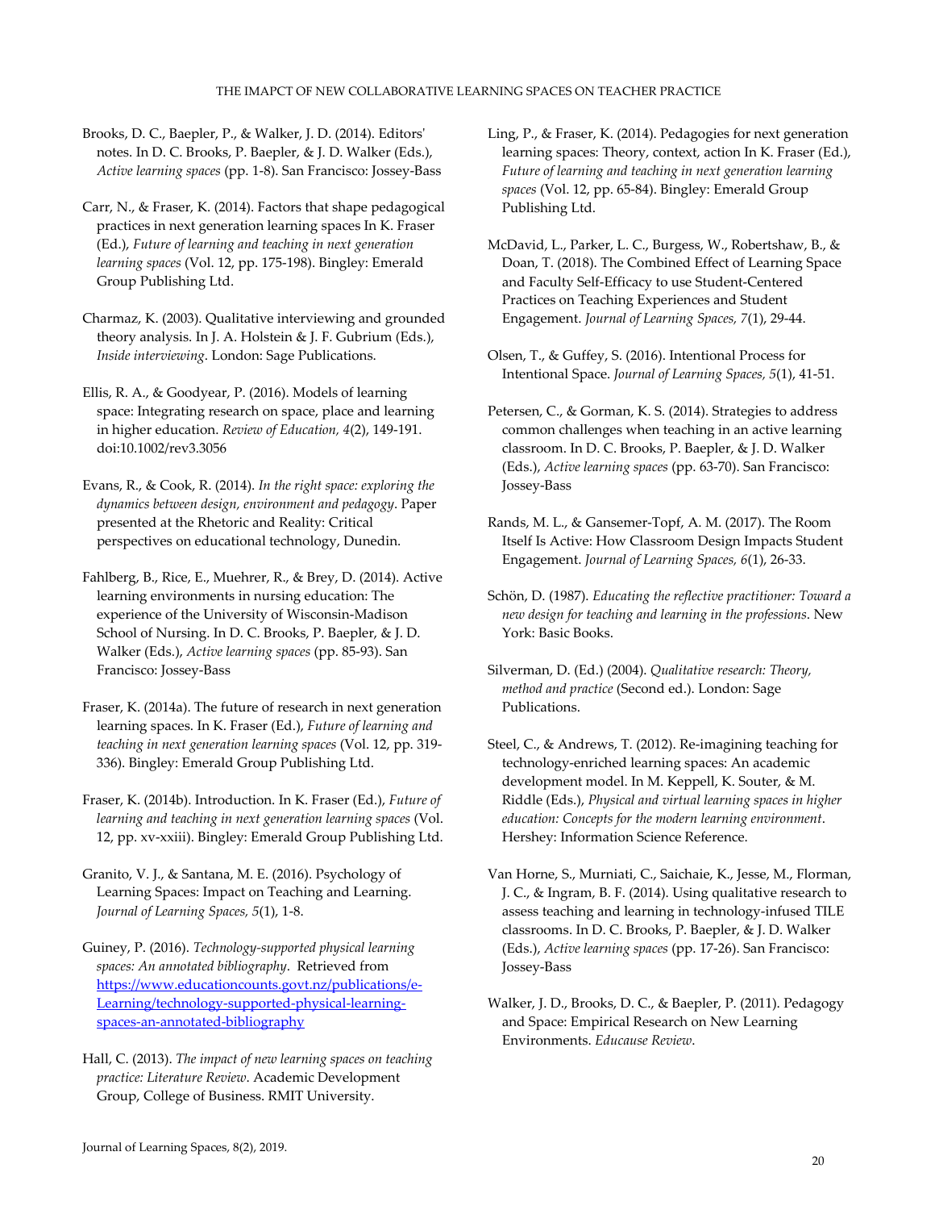Brooks, D. C., Baepler, P., & Walker, J. D. (2014). Editors' notes. In D. C. Brooks, P. Baepler, & J. D. Walker (Eds.), *Active learning spaces* (pp. 1-8). San Francisco: Jossey-Bass

Carr, N., & Fraser, K. (2014). Factors that shape pedagogical practices in next generation learning spaces In K. Fraser (Ed.), *Future of learning and teaching in next generation learning spaces* (Vol. 12, pp. 175-198). Bingley: Emerald Group Publishing Ltd.

Charmaz, K. (2003). Qualitative interviewing and grounded theory analysis. In J. A. Holstein & J. F. Gubrium (Eds.), *Inside interviewing*. London: Sage Publications.

Ellis, R. A., & Goodyear, P. (2016). Models of learning space: Integrating research on space, place and learning in higher education. *Review of Education, 4*(2), 149-191. doi:10.1002/rev3.3056

Evans, R., & Cook, R. (2014). *In the right space: exploring the dynamics between design, environment and pedagogy*. Paper presented at the Rhetoric and Reality: Critical perspectives on educational technology, Dunedin.

Fahlberg, B., Rice, E., Muehrer, R., & Brey, D. (2014). Active learning environments in nursing education: The experience of the University of Wisconsin-Madison School of Nursing. In D. C. Brooks, P. Baepler, & J. D. Walker (Eds.), *Active learning spaces* (pp. 85-93). San Francisco: Jossey-Bass

Fraser, K. (2014a). The future of research in next generation learning spaces. In K. Fraser (Ed.), *Future of learning and teaching in next generation learning spaces* (Vol. 12, pp. 319-336). Bingley: Emerald Group Publishing Ltd.

Fraser, K. (2014b). Introduction. In K. Fraser (Ed.), *Future of learning and teaching in next generation learning spaces* (Vol. 12, pp. xv-xxiii). Bingley: Emerald Group Publishing Ltd.

Granito, V. J., & Santana, M. E. (2016). Psychology of Learning Spaces: Impact on Teaching and Learning. *Journal of Learning Spaces, 5*(1), 1-8.

Guiney, P. (2016). *Technology-supported physical learning spaces: An annotated bibliography*. Retrieved from https://www.educationcounts.govt.nz/publications/e-Learning/technology-supported-physical-learning-spaces-an-annotated-bibliography

Hall, C. (2013). *The impact of new learning spaces on teaching practice: Literature Review*. Academic Development Group, College of Business. RMIT University.

Ling, P., & Fraser, K. (2014). Pedagogies for next generation learning spaces: Theory, context, action In K. Fraser (Ed.), *Future of learning and teaching in next generation learning spaces* (Vol. 12, pp. 65-84). Bingley: Emerald Group Publishing Ltd.

McDavid, L., Parker, L. C., Burgess, W., Robertshaw, B., & Doan, T. (2018). The Combined Effect of Learning Space and Faculty Self-Efficacy to use Student-Centered Practices on Teaching Experiences and Student Engagement. *Journal of Learning Spaces, 7*(1), 29-44.

Olsen, T., & Guffey, S. (2016). Intentional Process for Intentional Space. *Journal of Learning Spaces, 5*(1), 41-51.

Petersen, C., & Gorman, K. S. (2014). Strategies to address common challenges when teaching in an active learning classroom. In D. C. Brooks, P. Baepler, & J. D. Walker (Eds.), *Active learning spaces* (pp. 63-70). San Francisco: Jossey-Bass

Rands, M. L., & Gansemer-Topf, A. M. (2017). The Room Itself Is Active: How Classroom Design Impacts Student Engagement. *Journal of Learning Spaces, 6*(1), 26-33.

Schön, D. (1987). *Educating the reflective practitioner: Toward a new design for teaching and learning in the professions*. New York: Basic Books.

Silverman, D. (Ed.) (2004). *Qualitative research: Theory, method and practice* (Second ed.). London: Sage Publications.

Steel, C., & Andrews, T. (2012). Re-imagining teaching for technology-enriched learning spaces: An academic development model. In M. Keppell, K. Souter, & M. Riddle (Eds.), *Physical and virtual learning spaces in higher education: Concepts for the modern learning environment*. Hershey: Information Science Reference.

Van Horne, S., Murniati, C., Saichaie, K., Jesse, M., Florman, J. C., & Ingram, B. F. (2014). Using qualitative research to assess teaching and learning in technology-infused TILE classrooms. In D. C. Brooks, P. Baepler, & J. D. Walker (Eds.), *Active learning spaces* (pp. 17-26). San Francisco: Jossey-Bass

Walker, J. D., Brooks, D. C., & Baepler, P. (2011). Pedagogy and Space: Empirical Research on New Learning Environments. *Educause Review*.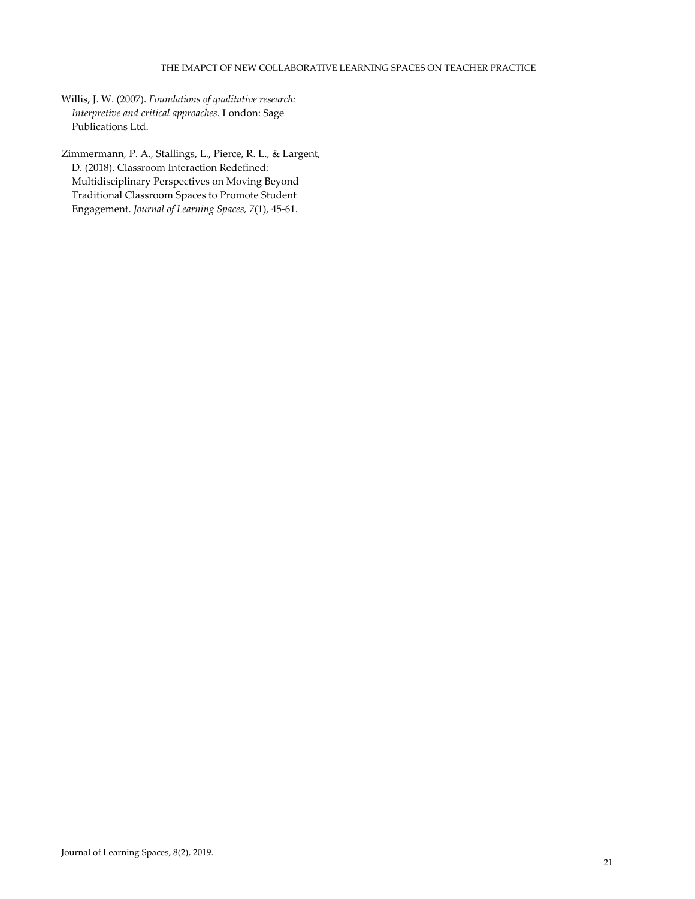Willis, J. W. (2007). *Foundations of qualitative research: Interpretive and critical approaches*. London: Sage Publications Ltd.

Zimmermann, P. A., Stallings, L., Pierce, R. L., & Largent, D. (2018). Classroom Interaction Redefined: Multidisciplinary Perspectives on Moving Beyond Traditional Classroom Spaces to Promote Student Engagement. *Journal of Learning Spaces, 7*(1), 45-61.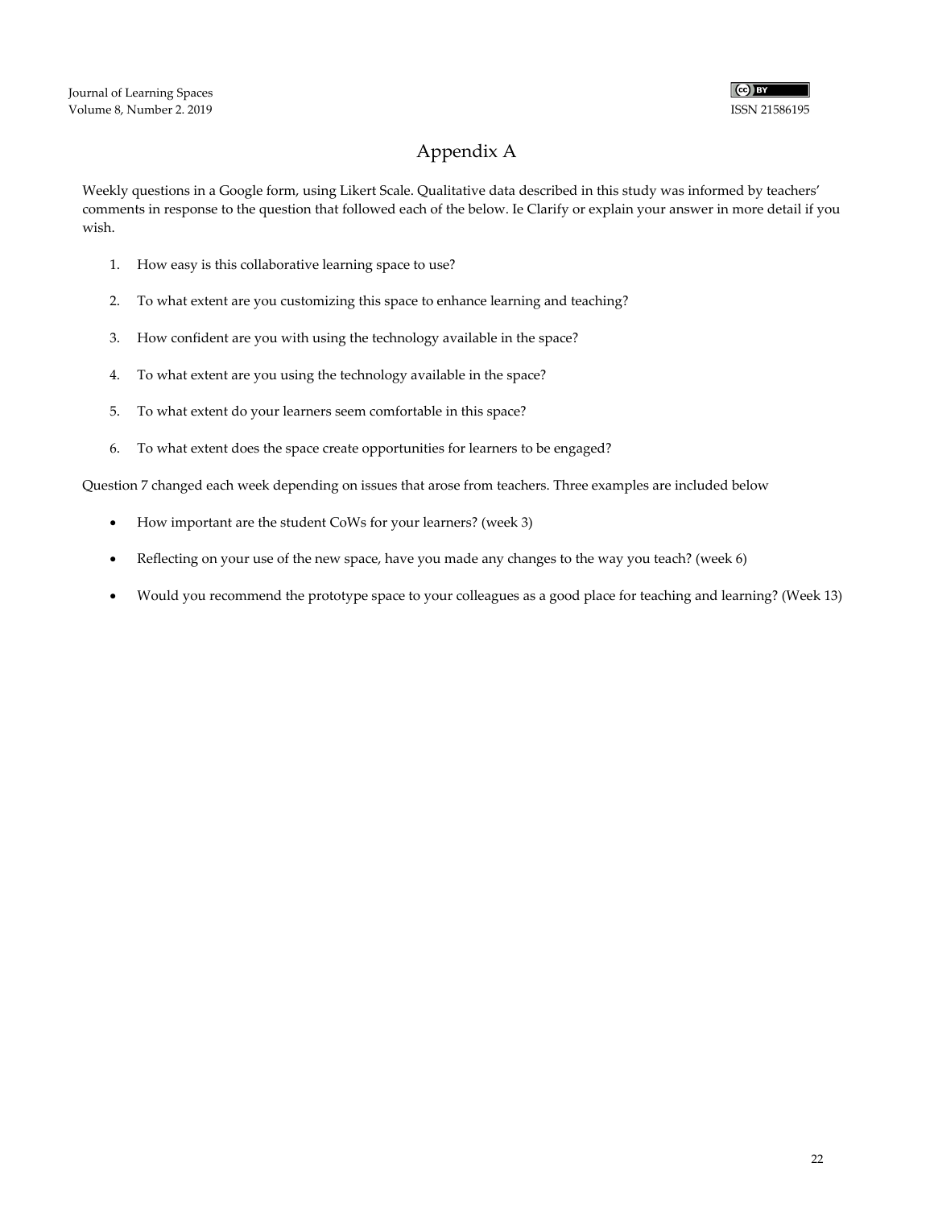# Appendix A

Weekly questions in a Google form, using Likert Scale. Qualitative data described in this study was informed by teachers' comments in response to the question that followed each of the below. Ie Clarify or explain your answer in more detail if you wish.

1. How easy is this collaborative learning space to use?
2. To what extent are you customizing this space to enhance learning and teaching?
3. How confident are you with using the technology available in the space?
4. To what extent are you using the technology available in the space?
5. To what extent do your learners seem comfortable in this space?
6. To what extent does the space create opportunities for learners to be engaged?

Question 7 changed each week depending on issues that arose from teachers. Three examples are included below

- How important are the student CoWs for your learners? (week 3)
- Reflecting on your use of the new space, have you made any changes to the way you teach? (week 6)
- Would you recommend the prototype space to your colleagues as a good place for teaching and learning? (Week 13)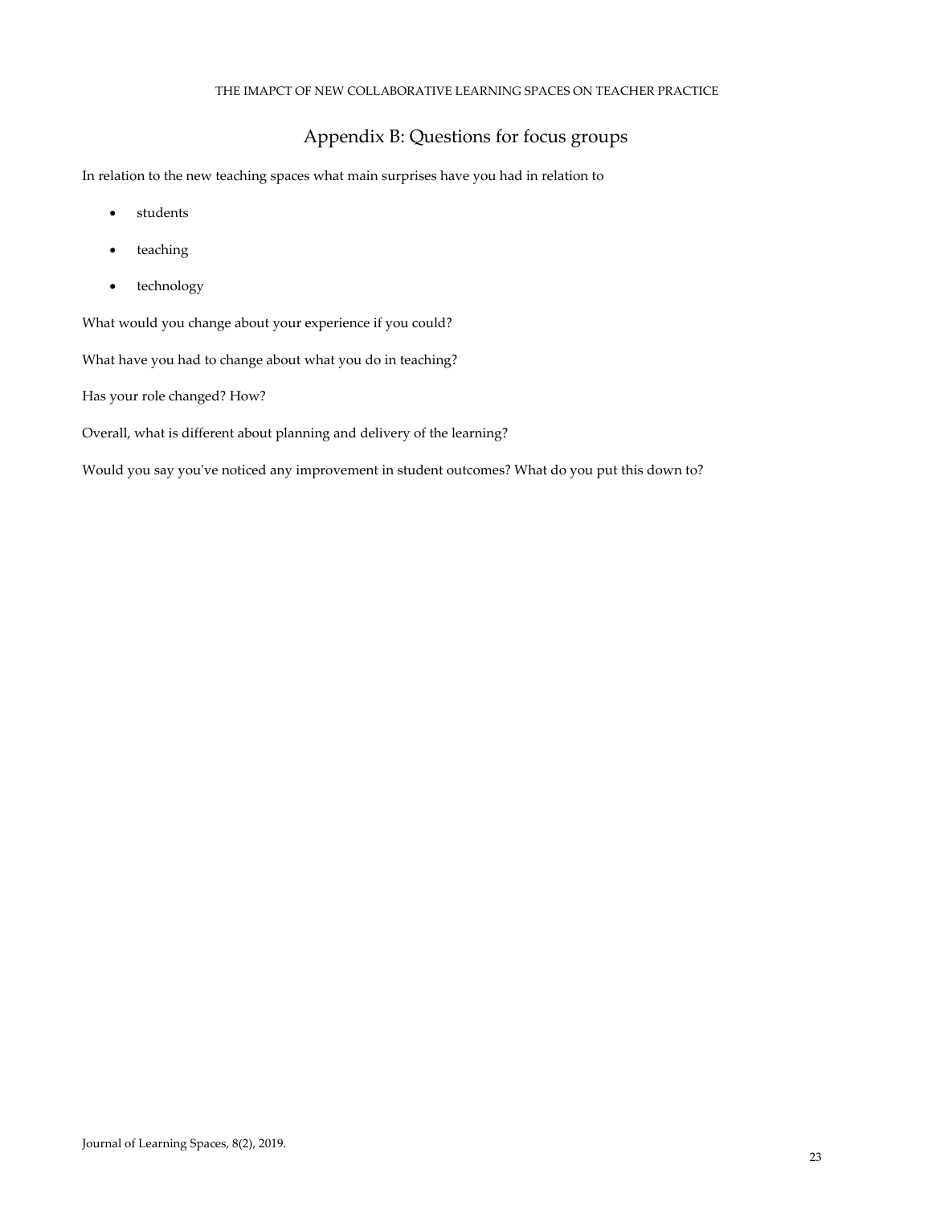# Appendix B: Questions for focus groups

In relation to the new teaching spaces what main surprises have you had in relation to

- students
- teaching
- technology

What would you change about your experience if you could?

What have you had to change about what you do in teaching?

Has your role changed? How?

Overall, what is different about planning and delivery of the learning?

Would you say you've noticed any improvement in student outcomes? What do you put this down to?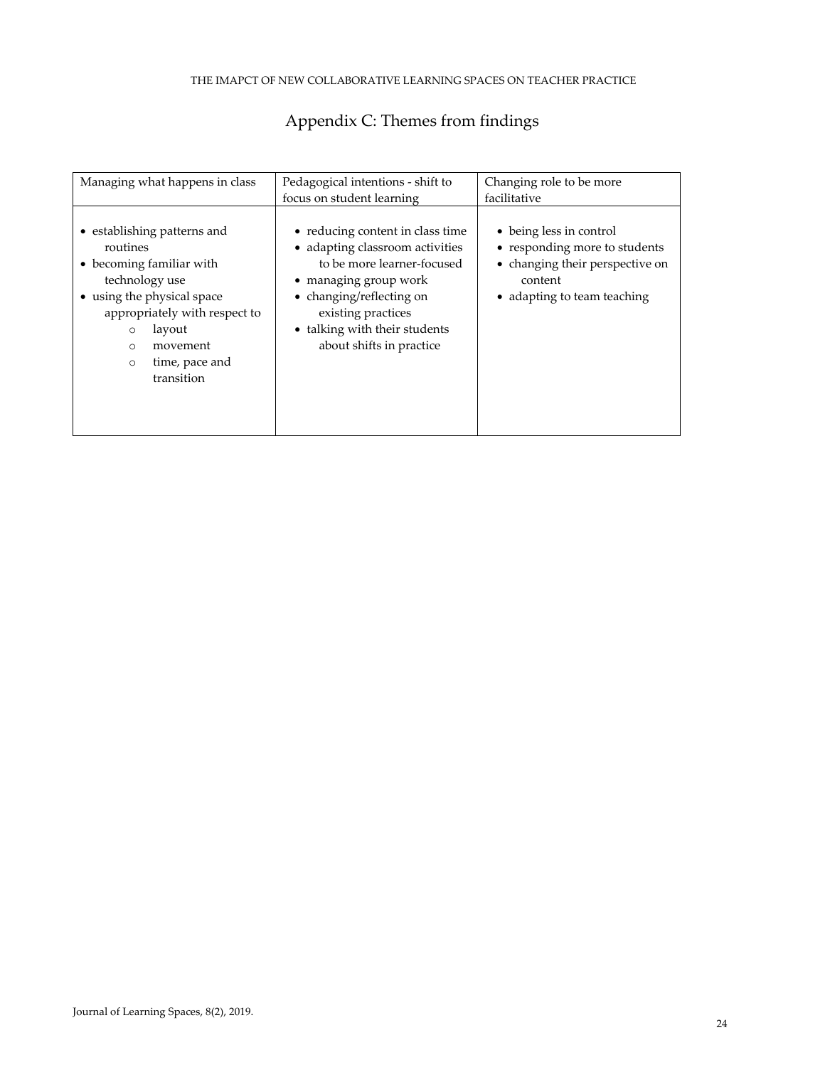# Appendix C: Themes from findings

| Managing what happens in class | Pedagogical intentions - shift to focus on student learning | Changing role to be more facilitative |
|---|---|---|
| • establishing patterns and routines<br>• becoming familiar with technology use<br>• using the physical space appropriately with respect to<br>  ○ layout<br>  ○ movement<br>  ○ time, pace and transition | • reducing content in class time<br>• adapting classroom activities to be more learner-focused<br>• managing group work<br>• changing/reflecting on existing practices<br>• talking with their students about shifts in practice | • being less in control<br>• responding more to students<br>• changing their perspective on content<br>• adapting to team teaching |